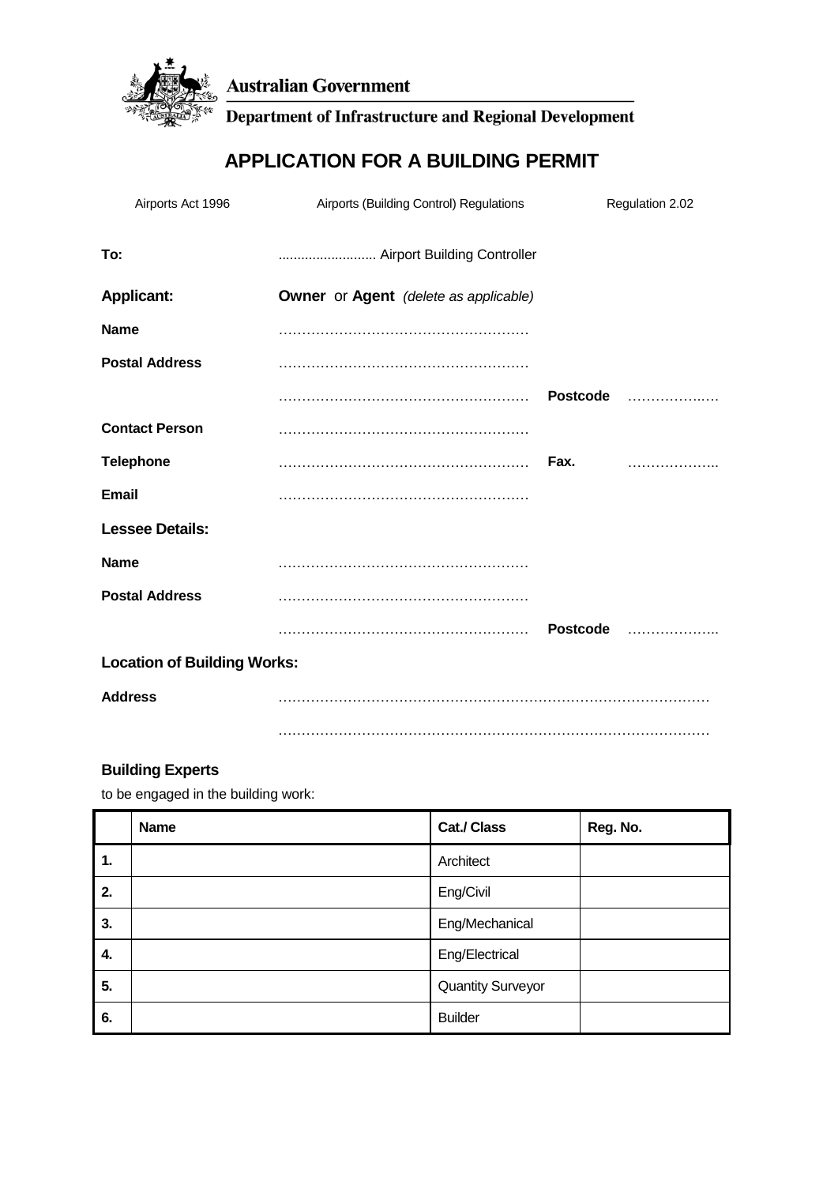Australian Government

Department of Infrastructure and Regional Development

# APPLICATION FOR A BUILDING PERMIT

Airports Act 1996 Airports (Building Control) Regulations Regulation 2.02

**To:** ......................... Airport Building Controller

**Applicant:** **Owner** or **Agent** *(delete as applicable)*

**Name** ……………………………………………

**Postal Address** ……………………………………………

…………………………………………… **Postcode** ………………

**Contact Person** ……………………………………………

**Telephone** …………………………………………… **Fax.** ………………..

**Email** ……………………………………………

**Lessee Details:**

**Name** ……………………………………………

**Postal Address** ……………………………………………

…………………………………………… **Postcode** ………………..

**Location of Building Works:**

**Address** ………………………………………………………………………………

………………………………………………………………………………

**Building Experts**

to be engaged in the building work:

| | Name | Cat./ Class | Reg. No. |
|---|---|---|---|
| 1. | | Architect | |
| 2. | | Eng/Civil | |
| 3. | | Eng/Mechanical | |
| 4. | | Eng/Electrical | |
| 5. | | Quantity Surveyor | |
| 6. | | Builder | |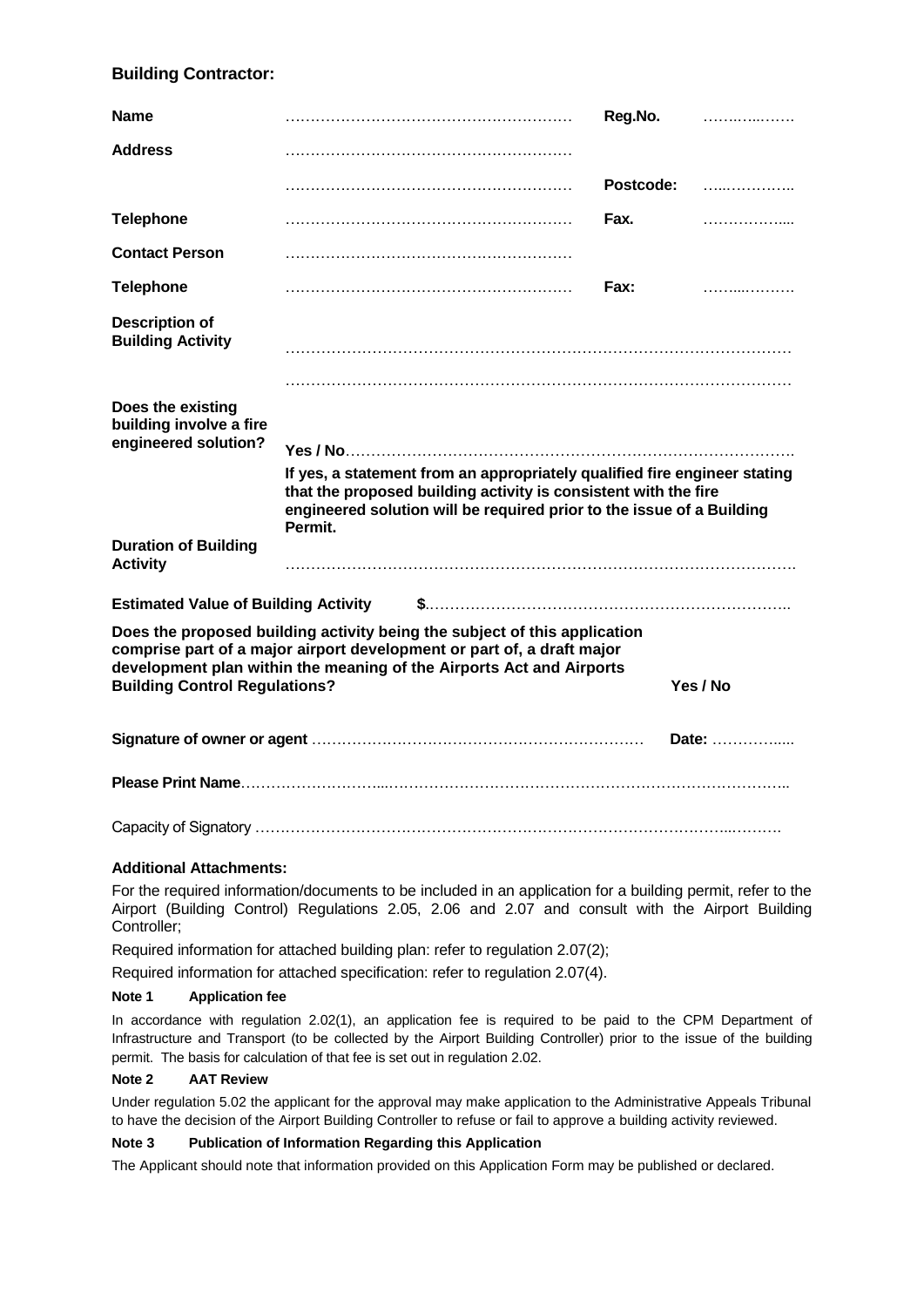## Building Contractor:

| | | | |
|---|---|---|---|
| **Name** | ………………………………………………… | **Reg.No.** | ……..…..……. |
| **Address** | ………………………………………………… | | |
| | ………………………………………………… | **Postcode:** | …..………….. |
| **Telephone** | ………………………………………………… | **Fax.** | ……………..... |
| **Contact Person** | ………………………………………………… | | |
| **Telephone** | ………………………………………………… | **Fax:** | ……....………. |

**Description of Building Activity** ……………………………………………………………………………………

……………………………………………………………………………………

**Does the existing building involve a fire engineered solution?** **Yes / No**……………………………………………………………………………….

**If yes, a statement from an appropriately qualified fire engineer stating that the proposed building activity is consistent with the fire engineered solution will be required prior to the issue of a Building Permit.**

**Duration of Building Activity** ……………………………………………………………………………………….

**Estimated Value of Building Activity** **$**……………………………………………………………..

**Does the proposed building activity being the subject of this application comprise part of a major airport development or part of, a draft major development plan within the meaning of the Airports Act and Airports Building Control Regulations?** **Yes / No**

**Signature of owner or agent** ……………………………………………………… **Date:** …………......

**Please Print Name**………………………....…………………………………………………………………..

Capacity of Signatory ………………………………………………………………………………..……….

**Additional Attachments:**

For the required information/documents to be included in an application for a building permit, refer to the Airport (Building Control) Regulations 2.05, 2.06 and 2.07 and consult with the Airport Building Controller;

Required information for attached building plan: refer to regulation 2.07(2);

Required information for attached specification: refer to regulation 2.07(4).

**Note 1 Application fee**

In accordance with regulation 2.02(1), an application fee is required to be paid to the CPM Department of Infrastructure and Transport (to be collected by the Airport Building Controller) prior to the issue of the building permit. The basis for calculation of that fee is set out in regulation 2.02.

**Note 2 AAT Review**

Under regulation 5.02 the applicant for the approval may make application to the Administrative Appeals Tribunal to have the decision of the Airport Building Controller to refuse or fail to approve a building activity reviewed.

**Note 3 Publication of Information Regarding this Application**

The Applicant should note that information provided on this Application Form may be published or declared.